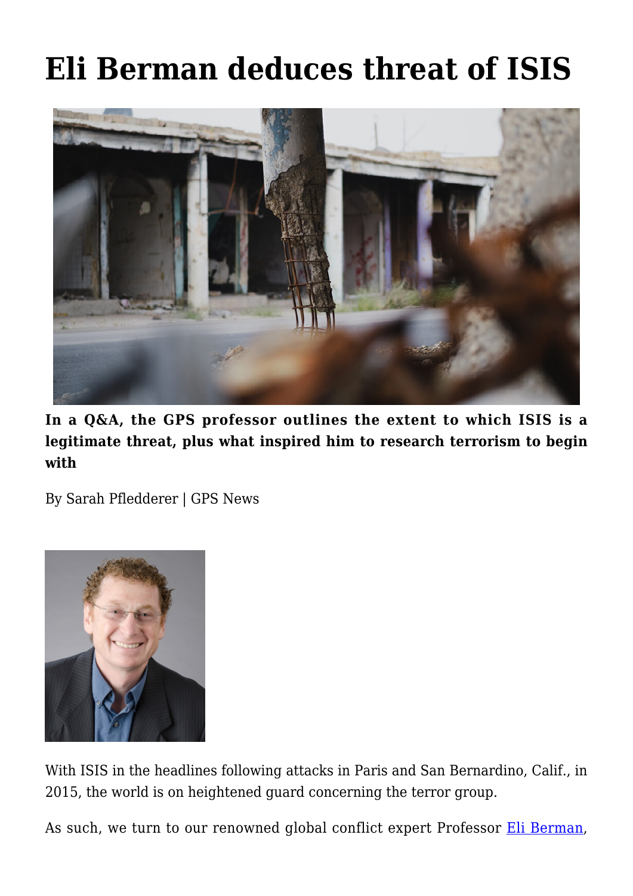# Eli Berman deduces threat of ISIS

**In a Q&A, the GPS professor outlines the extent to which ISIS is a legitimate threat, plus what inspired him to research terrorism to begin with**

By Sarah Pfledderer | GPS News

With ISIS in the headlines following attacks in Paris and San Bernardino, Calif., in 2015, the world is on heightened guard concerning the terror group.

As such, we turn to our renowned global conflict expert Professor [Eli Berman](#),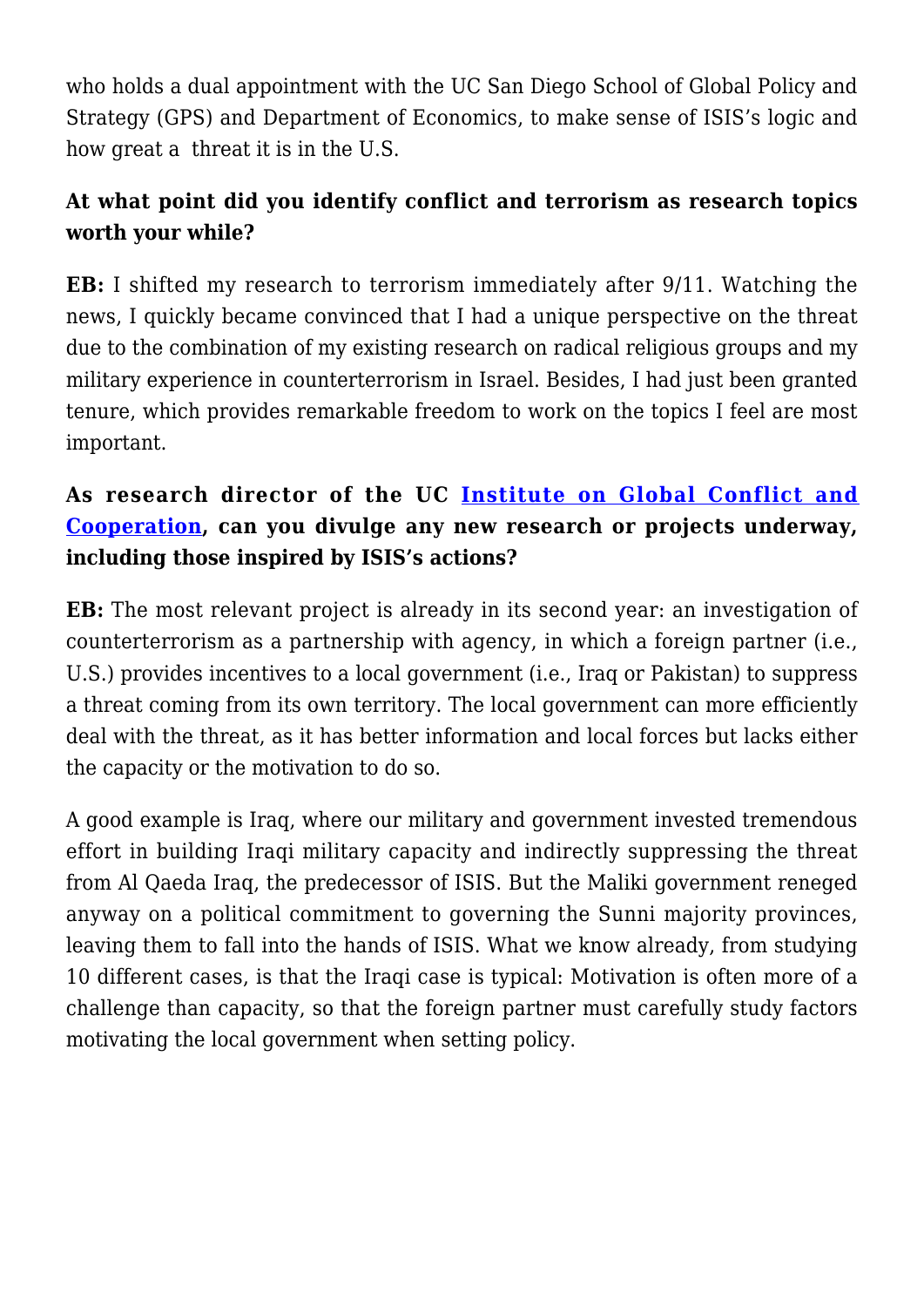who holds a dual appointment with the UC San Diego School of Global Policy and Strategy (GPS) and Department of Economics, to make sense of ISIS's logic and how great a threat it is in the U.S.

**At what point did you identify conflict and terrorism as research topics worth your while?**

**EB:** I shifted my research to terrorism immediately after 9/11. Watching the news, I quickly became convinced that I had a unique perspective on the threat due to the combination of my existing research on radical religious groups and my military experience in counterterrorism in Israel. Besides, I had just been granted tenure, which provides remarkable freedom to work on the topics I feel are most important.

**As research director of the UC [Institute on Global Conflict and Cooperation](), can you divulge any new research or projects underway, including those inspired by ISIS's actions?**

**EB:** The most relevant project is already in its second year: an investigation of counterterrorism as a partnership with agency, in which a foreign partner (i.e., U.S.) provides incentives to a local government (i.e., Iraq or Pakistan) to suppress a threat coming from its own territory. The local government can more efficiently deal with the threat, as it has better information and local forces but lacks either the capacity or the motivation to do so.

A good example is Iraq, where our military and government invested tremendous effort in building Iraqi military capacity and indirectly suppressing the threat from Al Qaeda Iraq, the predecessor of ISIS. But the Maliki government reneged anyway on a political commitment to governing the Sunni majority provinces, leaving them to fall into the hands of ISIS. What we know already, from studying 10 different cases, is that the Iraqi case is typical: Motivation is often more of a challenge than capacity, so that the foreign partner must carefully study factors motivating the local government when setting policy.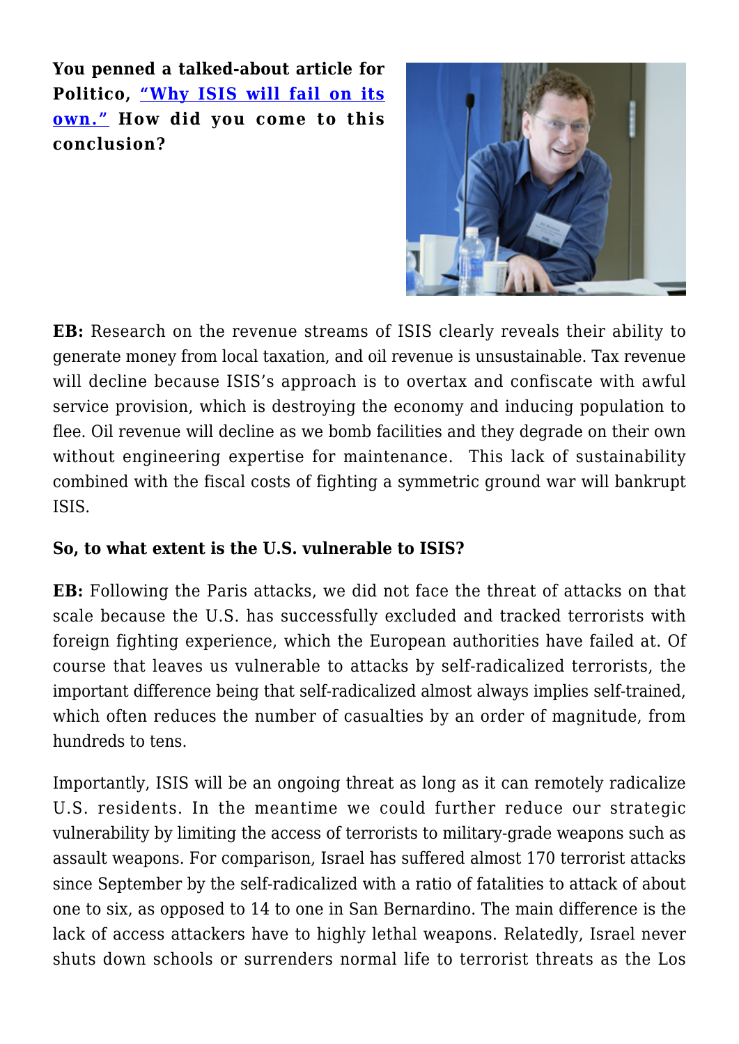**You penned a talked-about article for Politico, "Why ISIS will fail on its own." How did you come to this conclusion?**

**EB:** Research on the revenue streams of ISIS clearly reveals their ability to generate money from local taxation, and oil revenue is unsustainable. Tax revenue will decline because ISIS's approach is to overtax and confiscate with awful service provision, which is destroying the economy and inducing population to flee. Oil revenue will decline as we bomb facilities and they degrade on their own without engineering expertise for maintenance. This lack of sustainability combined with the fiscal costs of fighting a symmetric ground war will bankrupt ISIS.

**So, to what extent is the U.S. vulnerable to ISIS?**

**EB:** Following the Paris attacks, we did not face the threat of attacks on that scale because the U.S. has successfully excluded and tracked terrorists with foreign fighting experience, which the European authorities have failed at. Of course that leaves us vulnerable to attacks by self-radicalized terrorists, the important difference being that self-radicalized almost always implies self-trained, which often reduces the number of casualties by an order of magnitude, from hundreds to tens.

Importantly, ISIS will be an ongoing threat as long as it can remotely radicalize U.S. residents. In the meantime we could further reduce our strategic vulnerability by limiting the access of terrorists to military-grade weapons such as assault weapons. For comparison, Israel has suffered almost 170 terrorist attacks since September by the self-radicalized with a ratio of fatalities to attack of about one to six, as opposed to 14 to one in San Bernardino. The main difference is the lack of access attackers have to highly lethal weapons. Relatedly, Israel never shuts down schools or surrenders normal life to terrorist threats as the Los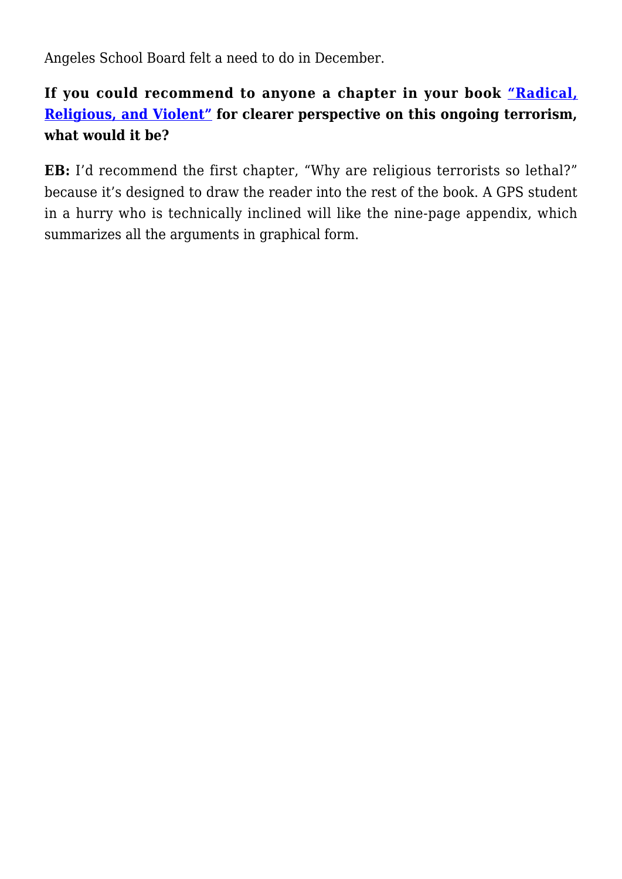Angeles School Board felt a need to do in December.

**If you could recommend to anyone a chapter in your book "Radical, Religious, and Violent" for clearer perspective on this ongoing terrorism, what would it be?**

**EB:** I'd recommend the first chapter, "Why are religious terrorists so lethal?" because it's designed to draw the reader into the rest of the book. A GPS student in a hurry who is technically inclined will like the nine-page appendix, which summarizes all the arguments in graphical form.